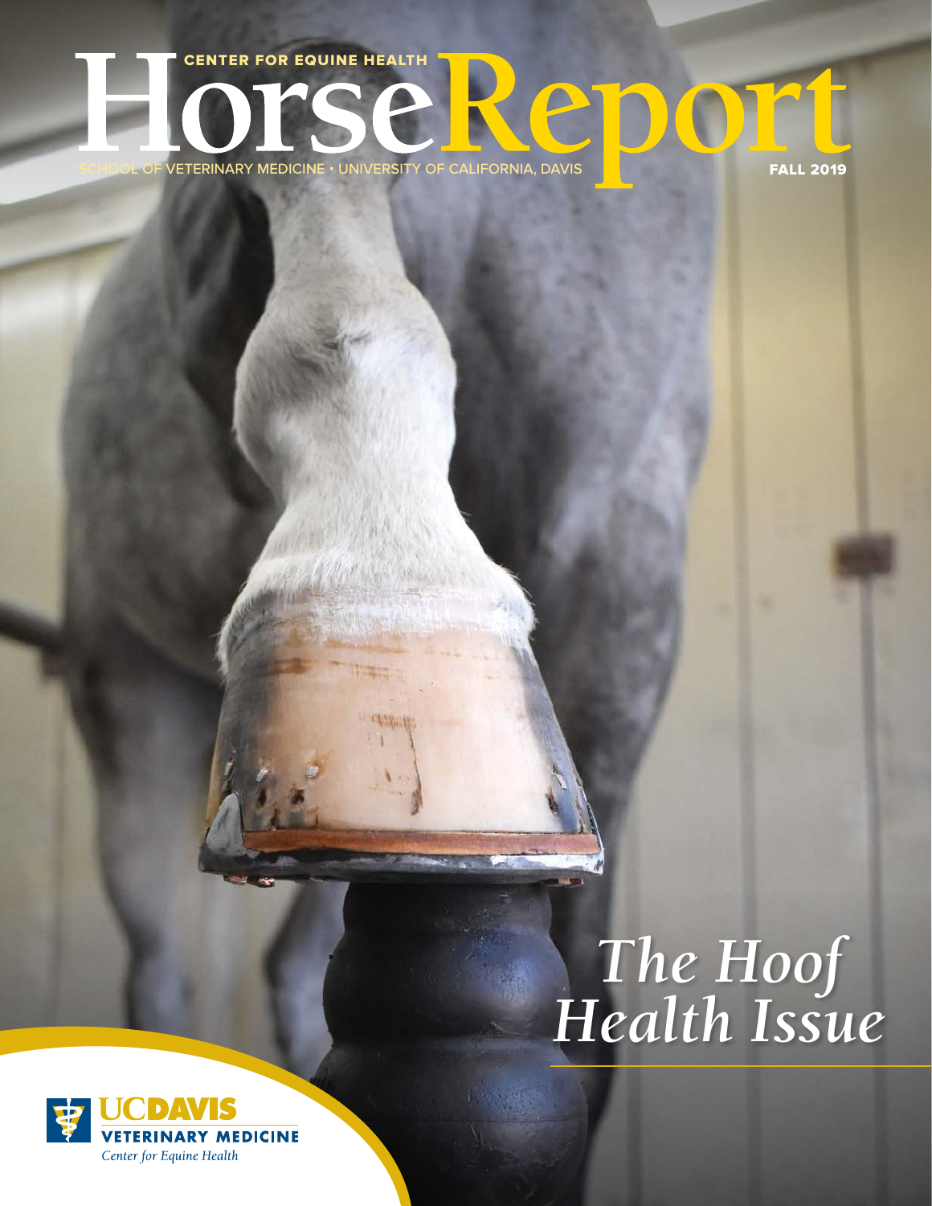CENTER FOR EQUINE HEALTH

# Horse Report

SCHOOL OF VETERINARY MEDICINE • UNIVERSITY OF CALIFORNIA, DAVIS

FALL 2019

*The Hoof Health Issue*

UC DAVIS VETERINARY MEDICINE

*Center for Equine Health*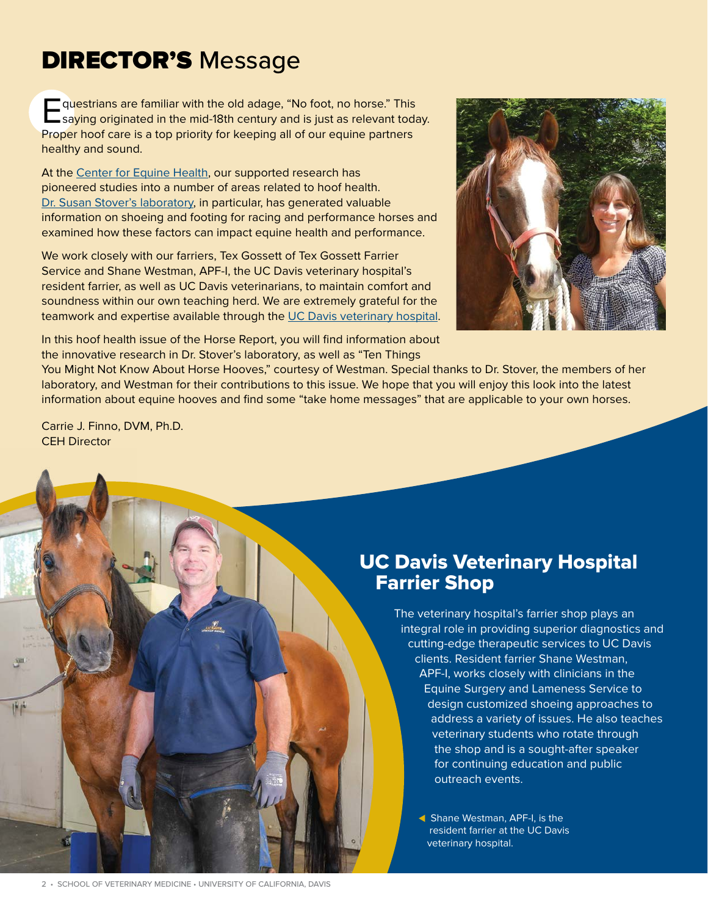# DIRECTOR'S Message

Equestrians are familiar with the old adage, "No foot, no horse." This saying originated in the mid-18th century and is just as relevant today. Proper hoof care is a top priority for keeping all of our equine partners healthy and sound.

At the Center for Equine Health, our supported research has pioneered studies into a number of areas related to hoof health. Dr. Susan Stover's laboratory, in particular, has generated valuable information on shoeing and footing for racing and performance horses and examined how these factors can impact equine health and performance.

We work closely with our farriers, Tex Gossett of Tex Gossett Farrier Service and Shane Westman, APF-I, the UC Davis veterinary hospital's resident farrier, as well as UC Davis veterinarians, to maintain comfort and soundness within our own teaching herd. We are extremely grateful for the teamwork and expertise available through the UC Davis veterinary hospital.

In this hoof health issue of the Horse Report, you will find information about the innovative research in Dr. Stover's laboratory, as well as "Ten Things You Might Not Know About Horse Hooves," courtesy of Westman. Special thanks to Dr. Stover, the members of her laboratory, and Westman for their contributions to this issue. We hope that you will enjoy this look into the latest information about equine hooves and find some "take home messages" that are applicable to your own horses.

Carrie J. Finno, DVM, Ph.D.
CEH Director

## UC Davis Veterinary Hospital Farrier Shop

The veterinary hospital's farrier shop plays an integral role in providing superior diagnostics and cutting-edge therapeutic services to UC Davis clients. Resident farrier Shane Westman, APF-I, works closely with clinicians in the Equine Surgery and Lameness Service to design customized shoeing approaches to address a variety of issues. He also teaches veterinary students who rotate through the shop and is a sought-after speaker for continuing education and public outreach events.

Shane Westman, APF-I, is the resident farrier at the UC Davis veterinary hospital.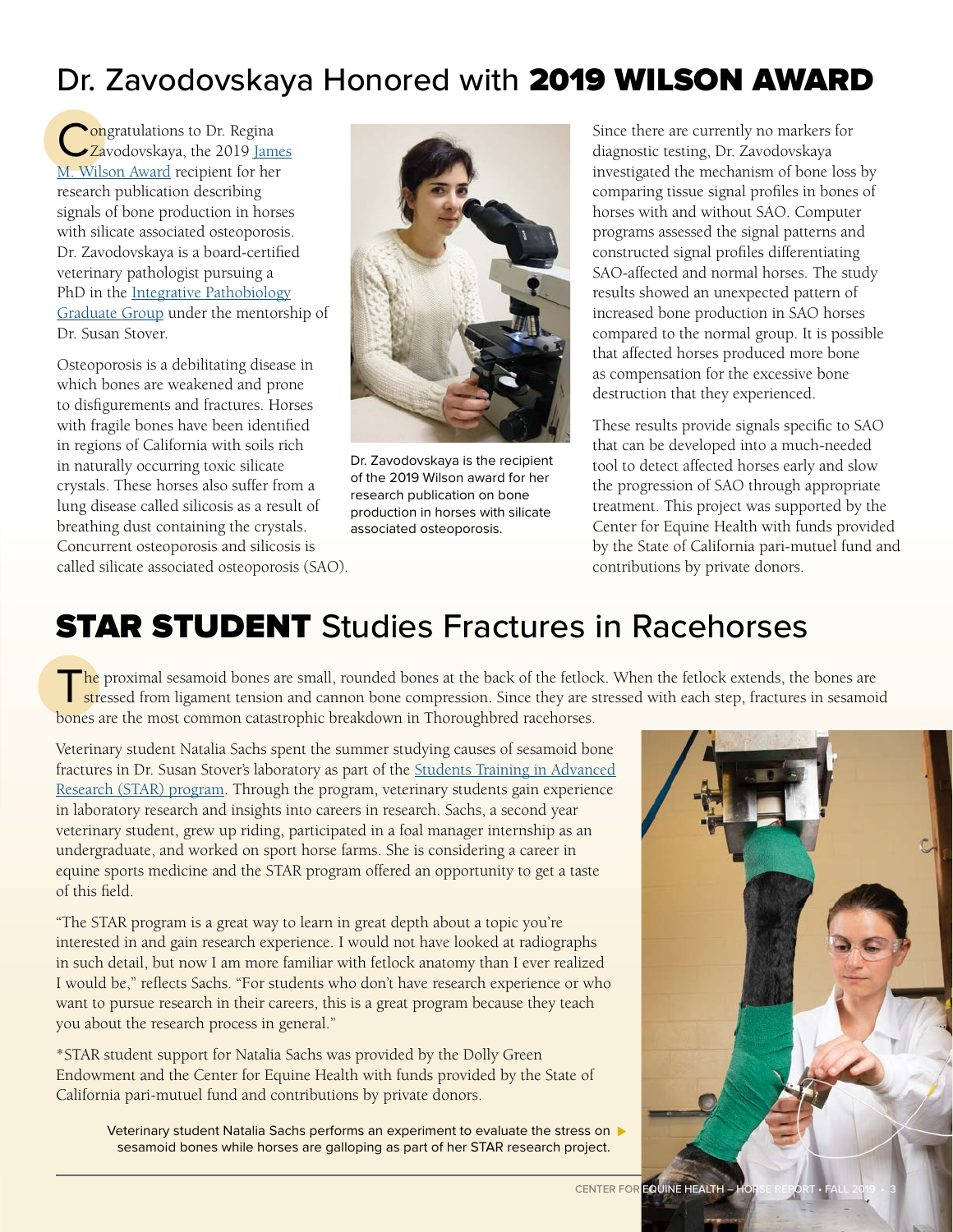# Dr. Zavodovskaya Honored with **2019 WILSON AWARD**

Congratulations to Dr. Regina Zavodovskaya, the 2019 James M. Wilson Award recipient for her research publication describing signals of bone production in horses with silicate associated osteoporosis. Dr. Zavodovskaya is a board-certified veterinary pathologist pursuing a PhD in the Integrative Pathobiology Graduate Group under the mentorship of Dr. Susan Stover.

Osteoporosis is a debilitating disease in which bones are weakened and prone to disfigurements and fractures. Horses with fragile bones have been identified in regions of California with soils rich in naturally occurring toxic silicate crystals. These horses also suffer from a lung disease called silicosis as a result of breathing dust containing the crystals. Concurrent osteoporosis and silicosis is called silicate associated osteoporosis (SAO).

Dr. Zavodovskaya is the recipient of the 2019 Wilson award for her research publication on bone production in horses with silicate associated osteoporosis.

Since there are currently no markers for diagnostic testing, Dr. Zavodovskaya investigated the mechanism of bone loss by comparing tissue signal profiles in bones of horses with and without SAO. Computer programs assessed the signal patterns and constructed signal profiles differentiating SAO-affected and normal horses. The study results showed an unexpected pattern of increased bone production in SAO horses compared to the normal group. It is possible that affected horses produced more bone as compensation for the excessive bone destruction that they experienced.

These results provide signals specific to SAO that can be developed into a much-needed tool to detect affected horses early and slow the progression of SAO through appropriate treatment. This project was supported by the Center for Equine Health with funds provided by the State of California pari-mutuel fund and contributions by private donors.

# **STAR STUDENT** Studies Fractures in Racehorses

The proximal sesamoid bones are small, rounded bones at the back of the fetlock. When the fetlock extends, the bones are stressed from ligament tension and cannon bone compression. Since they are stressed with each step, fractures in sesamoid bones are the most common catastrophic breakdown in Thoroughbred racehorses.

Veterinary student Natalia Sachs spent the summer studying causes of sesamoid bone fractures in Dr. Susan Stover's laboratory as part of the Students Training in Advanced Research (STAR) program. Through the program, veterinary students gain experience in laboratory research and insights into careers in research. Sachs, a second year veterinary student, grew up riding, participated in a foal manager internship as an undergraduate, and worked on sport horse farms. She is considering a career in equine sports medicine and the STAR program offered an opportunity to get a taste of this field.

"The STAR program is a great way to learn in great depth about a topic you're interested in and gain research experience. I would not have looked at radiographs in such detail, but now I am more familiar with fetlock anatomy than I ever realized I would be," reflects Sachs. "For students who don't have research experience or who want to pursue research in their careers, this is a great program because they teach you about the research process in general."

*STAR student support for Natalia Sachs was provided by the Dolly Green Endowment and the Center for Equine Health with funds provided by the State of California pari-mutuel fund and contributions by private donors.

Veterinary student Natalia Sachs performs an experiment to evaluate the stress on sesamoid bones while horses are galloping as part of her STAR research project.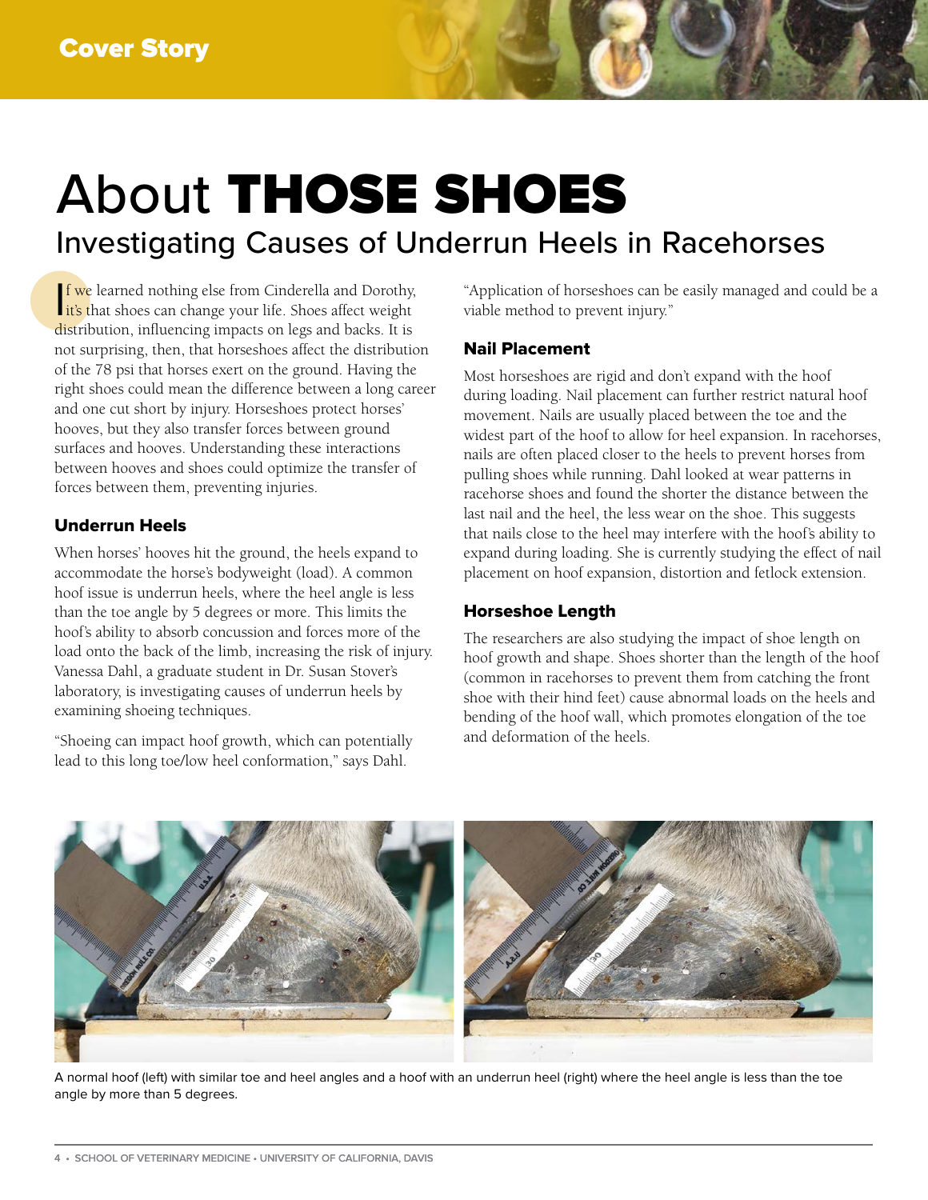Cover Story

# About THOSE SHOES

## Investigating Causes of Underrun Heels in Racehorses

If we learned nothing else from Cinderella and Dorothy, it's that shoes can change your life. Shoes affect weight distribution, influencing impacts on legs and backs. It is not surprising, then, that horseshoes affect the distribution of the 78 psi that horses exert on the ground. Having the right shoes could mean the difference between a long career and one cut short by injury. Horseshoes protect horses' hooves, but they also transfer forces between ground surfaces and hooves. Understanding these interactions between hooves and shoes could optimize the transfer of forces between them, preventing injuries.

### Underrun Heels

When horses' hooves hit the ground, the heels expand to accommodate the horse's bodyweight (load). A common hoof issue is underrun heels, where the heel angle is less than the toe angle by 5 degrees or more. This limits the hoof's ability to absorb concussion and forces more of the load onto the back of the limb, increasing the risk of injury. Vanessa Dahl, a graduate student in Dr. Susan Stover's laboratory, is investigating causes of underrun heels by examining shoeing techniques.

"Shoeing can impact hoof growth, which can potentially lead to this long toe/low heel conformation," says Dahl. "Application of horseshoes can be easily managed and could be a viable method to prevent injury."

### Nail Placement

Most horseshoes are rigid and don't expand with the hoof during loading. Nail placement can further restrict natural hoof movement. Nails are usually placed between the toe and the widest part of the hoof to allow for heel expansion. In racehorses, nails are often placed closer to the heels to prevent horses from pulling shoes while running. Dahl looked at wear patterns in racehorse shoes and found the shorter the distance between the last nail and the heel, the less wear on the shoe. This suggests that nails close to the heel may interfere with the hoof's ability to expand during loading. She is currently studying the effect of nail placement on hoof expansion, distortion and fetlock extension.

### Horseshoe Length

The researchers are also studying the impact of shoe length on hoof growth and shape. Shoes shorter than the length of the hoof (common in racehorses to prevent them from catching the front shoe with their hind feet) cause abnormal loads on the heels and bending of the hoof wall, which promotes elongation of the toe and deformation of the heels.

A normal hoof (left) with similar toe and heel angles and a hoof with an underrun heel (right) where the heel angle is less than the toe angle by more than 5 degrees.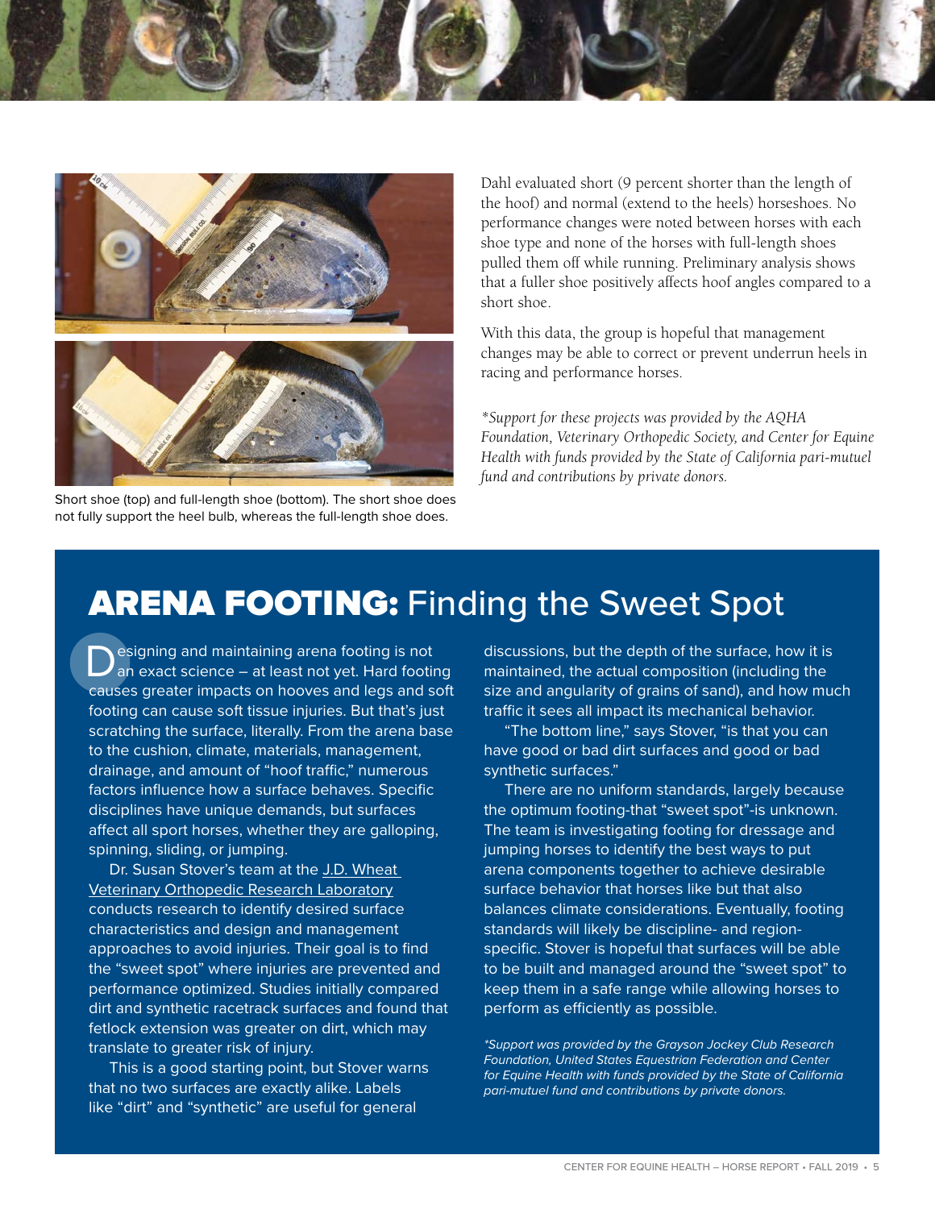Short shoe (top) and full-length shoe (bottom). The short shoe does not fully support the heel bulb, whereas the full-length shoe does.

Dahl evaluated short (9 percent shorter than the length of the hoof) and normal (extend to the heels) horseshoes. No performance changes were noted between horses with each shoe type and none of the horses with full-length shoes pulled them off while running. Preliminary analysis shows that a fuller shoe positively affects hoof angles compared to a short shoe.

With this data, the group is hopeful that management changes may be able to correct or prevent underrun heels in racing and performance horses.

*Support for these projects was provided by the AQHA Foundation, Veterinary Orthopedic Society, and Center for Equine Health with funds provided by the State of California pari-mutuel fund and contributions by private donors.*

## ARENA FOOTING: Finding the Sweet Spot

Designing and maintaining arena footing is not an exact science – at least not yet. Hard footing causes greater impacts on hooves and legs and soft footing can cause soft tissue injuries. But that's just scratching the surface, literally. From the arena base to the cushion, climate, materials, management, drainage, and amount of "hoof traffic," numerous factors influence how a surface behaves. Specific disciplines have unique demands, but surfaces affect all sport horses, whether they are galloping, spinning, sliding, or jumping.

Dr. Susan Stover's team at the J.D. Wheat Veterinary Orthopedic Research Laboratory conducts research to identify desired surface characteristics and design and management approaches to avoid injuries. Their goal is to find the "sweet spot" where injuries are prevented and performance optimized. Studies initially compared dirt and synthetic racetrack surfaces and found that fetlock extension was greater on dirt, which may translate to greater risk of injury.

This is a good starting point, but Stover warns that no two surfaces are exactly alike. Labels like "dirt" and "synthetic" are useful for general discussions, but the depth of the surface, how it is maintained, the actual composition (including the size and angularity of grains of sand), and how much traffic it sees all impact its mechanical behavior.

"The bottom line," says Stover, "is that you can have good or bad dirt surfaces and good or bad synthetic surfaces."

There are no uniform standards, largely because the optimum footing-that "sweet spot"-is unknown. The team is investigating footing for dressage and jumping horses to identify the best ways to put arena components together to achieve desirable surface behavior that horses like but that also balances climate considerations. Eventually, footing standards will likely be discipline- and region-specific. Stover is hopeful that surfaces will be able to be built and managed around the "sweet spot" to keep them in a safe range while allowing horses to perform as efficiently as possible.

*Support was provided by the Grayson Jockey Club Research Foundation, United States Equestrian Federation and Center for Equine Health with funds provided by the State of California pari-mutuel fund and contributions by private donors.*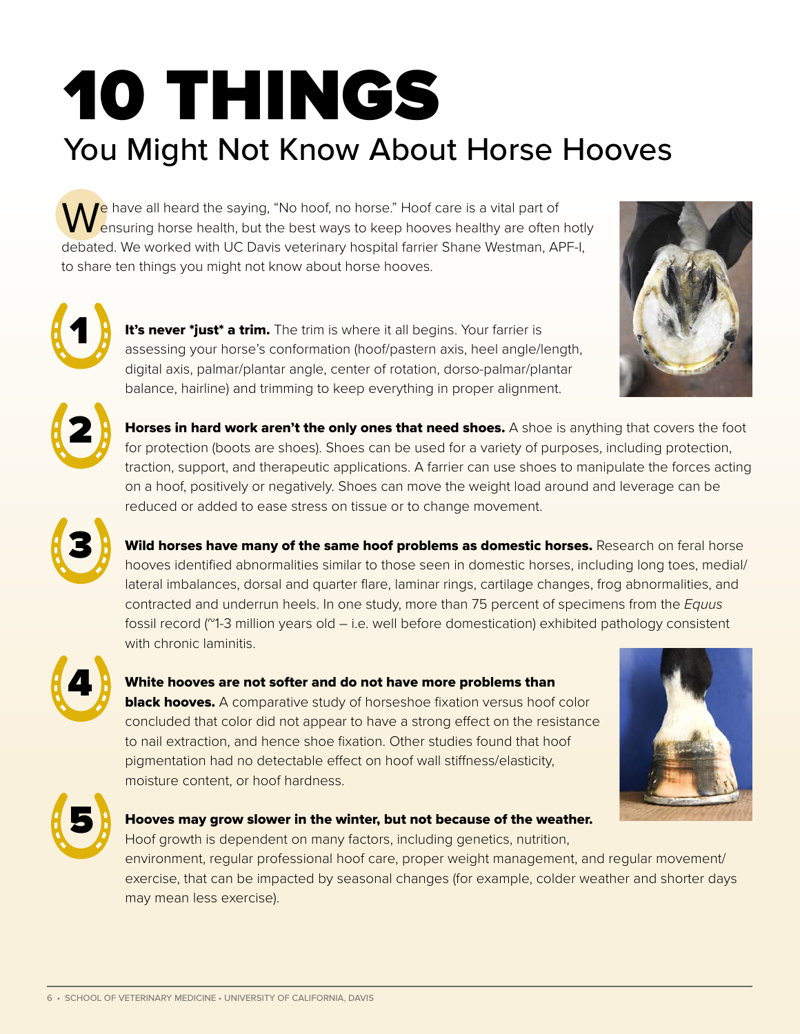# 10 THINGS

## You Might Not Know About Horse Hooves

We have all heard the saying, “No hoof, no horse.” Hoof care is a vital part of ensuring horse health, but the best ways to keep hooves healthy are often hotly debated. We worked with UC Davis veterinary hospital farrier Shane Westman, APF-I, to share ten things you might not know about horse hooves.

**1** **It’s never *just* a trim.** The trim is where it all begins. Your farrier is assessing your horse’s conformation (hoof/pastern axis, heel angle/length, digital axis, palmar/plantar angle, center of rotation, dorso-palmar/plantar balance, hairline) and trimming to keep everything in proper alignment.

**2** **Horses in hard work aren’t the only ones that need shoes.** A shoe is anything that covers the foot for protection (boots are shoes). Shoes can be used for a variety of purposes, including protection, traction, support, and therapeutic applications. A farrier can use shoes to manipulate the forces acting on a hoof, positively or negatively. Shoes can move the weight load around and leverage can be reduced or added to ease stress on tissue or to change movement.

**3** **Wild horses have many of the same hoof problems as domestic horses.** Research on feral horse hooves identified abnormalities similar to those seen in domestic horses, including long toes, medial/lateral imbalances, dorsal and quarter flare, laminar rings, cartilage changes, frog abnormalities, and contracted and underrun heels. In one study, more than 75 percent of specimens from the *Equus* fossil record (~1-3 million years old – i.e. well before domestication) exhibited pathology consistent with chronic laminitis.

**4** **White hooves are not softer and do not have more problems than black hooves.** A comparative study of horseshoe fixation versus hoof color concluded that color did not appear to have a strong effect on the resistance to nail extraction, and hence shoe fixation. Other studies found that hoof pigmentation had no detectable effect on hoof wall stiffness/elasticity, moisture content, or hoof hardness.

**5** **Hooves may grow slower in the winter, but not because of the weather.** Hoof growth is dependent on many factors, including genetics, nutrition, environment, regular professional hoof care, proper weight management, and regular movement/exercise, that can be impacted by seasonal changes (for example, colder weather and shorter days may mean less exercise).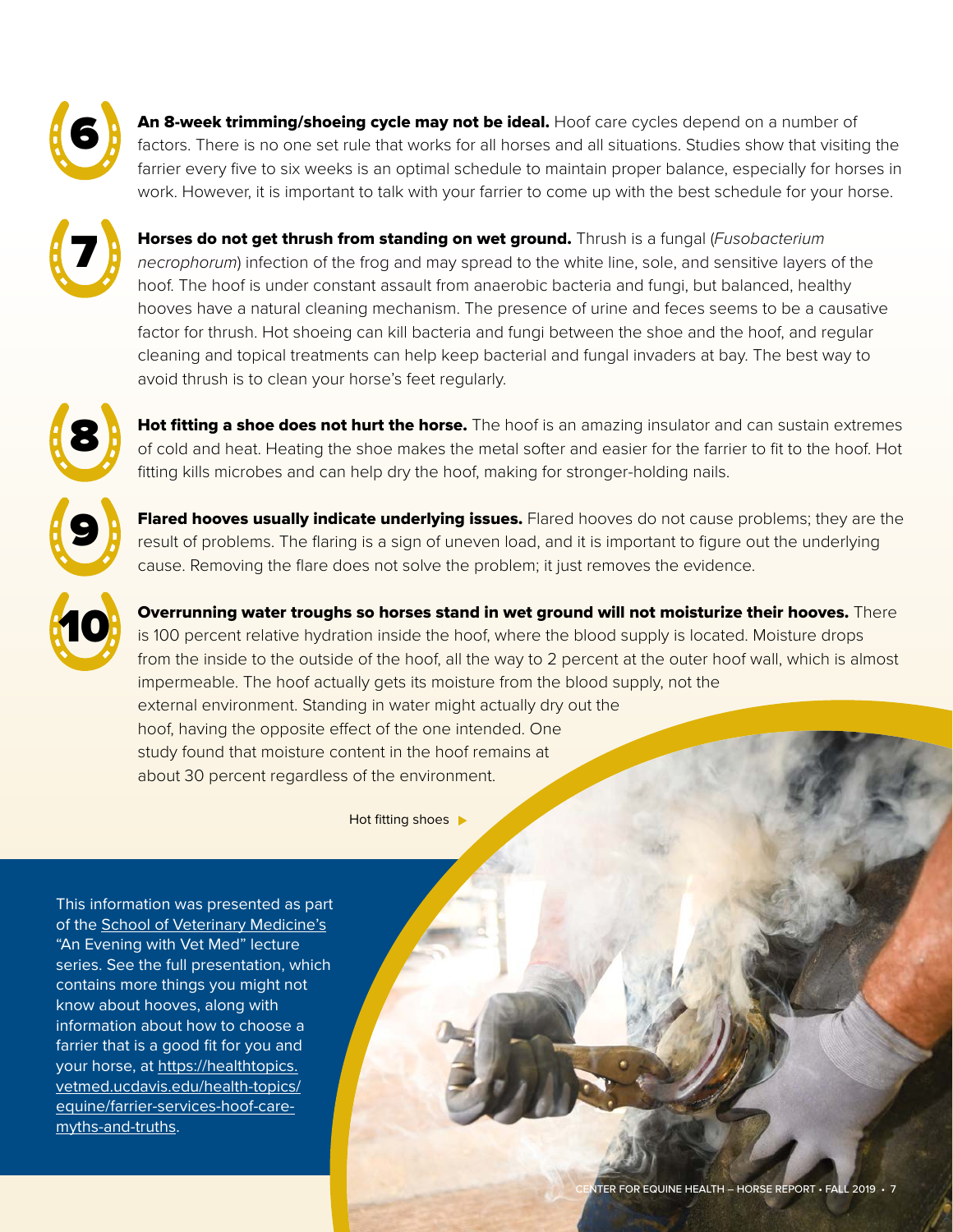6. **An 8-week trimming/shoeing cycle may not be ideal.** Hoof care cycles depend on a number of factors. There is no one set rule that works for all horses and all situations. Studies show that visiting the farrier every five to six weeks is an optimal schedule to maintain proper balance, especially for horses in work. However, it is important to talk with your farrier to come up with the best schedule for your horse.

7. **Horses do not get thrush from standing on wet ground.** Thrush is a fungal (*Fusobacterium necrophorum*) infection of the frog and may spread to the white line, sole, and sensitive layers of the hoof. The hoof is under constant assault from anaerobic bacteria and fungi, but balanced, healthy hooves have a natural cleaning mechanism. The presence of urine and feces seems to be a causative factor for thrush. Hot shoeing can kill bacteria and fungi between the shoe and the hoof, and regular cleaning and topical treatments can help keep bacterial and fungal invaders at bay. The best way to avoid thrush is to clean your horse's feet regularly.

8. **Hot fitting a shoe does not hurt the horse.** The hoof is an amazing insulator and can sustain extremes of cold and heat. Heating the shoe makes the metal softer and easier for the farrier to fit to the hoof. Hot fitting kills microbes and can help dry the hoof, making for stronger-holding nails.

9. **Flared hooves usually indicate underlying issues.** Flared hooves do not cause problems; they are the result of problems. The flaring is a sign of uneven load, and it is important to figure out the underlying cause. Removing the flare does not solve the problem; it just removes the evidence.

10. **Overrunning water troughs so horses stand in wet ground will not moisturize their hooves.** There is 100 percent relative hydration inside the hoof, where the blood supply is located. Moisture drops from the inside to the outside of the hoof, all the way to 2 percent at the outer hoof wall, which is almost impermeable. The hoof actually gets its moisture from the blood supply, not the external environment. Standing in water might actually dry out the hoof, having the opposite effect of the one intended. One study found that moisture content in the hoof remains at about 30 percent regardless of the environment.

Hot fitting shoes ▶

This information was presented as part of the School of Veterinary Medicine's "An Evening with Vet Med" lecture series. See the full presentation, which contains more things you might not know about hooves, along with information about how to choose a farrier that is a good fit for you and your horse, at https://healthtopics.vetmed.ucdavis.edu/health-topics/equine/farrier-services-hoof-care-myths-and-truths.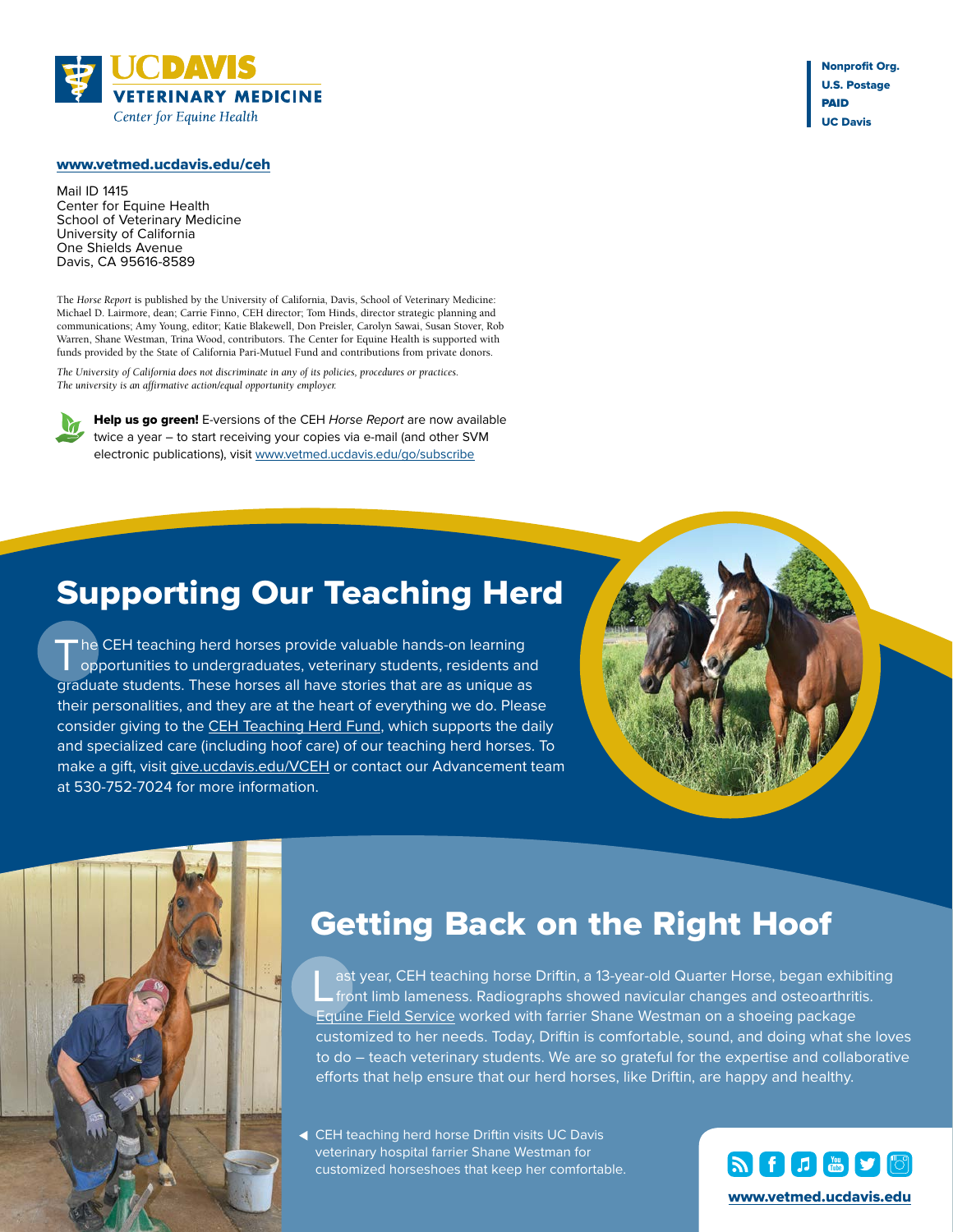UCDAVIS
VETERINARY MEDICINE
Center for Equine Health

Nonprofit Org.
U.S. Postage
PAID
UC Davis

www.vetmed.ucdavis.edu/ceh

Mail ID 1415
Center for Equine Health
School of Veterinary Medicine
University of California
One Shields Avenue
Davis, CA 95616-8589

The *Horse Report* is published by the University of California, Davis, School of Veterinary Medicine: Michael D. Lairmore, dean; Carrie Finno, CEH director; Tom Hinds, director strategic planning and communications; Amy Young, editor; Katie Blakewell, Don Preisler, Carolyn Sawai, Susan Stover, Rob Warren, Shane Westman, Trina Wood, contributors. The Center for Equine Health is supported with funds provided by the State of California Pari-Mutuel Fund and contributions from private donors.

*The University of California does not discriminate in any of its policies, procedures or practices. The university is an affirmative action/equal opportunity employer.*

**Help us go green!** E-versions of the CEH *Horse Report* are now available twice a year – to start receiving your copies via e-mail (and other SVM electronic publications), visit www.vetmed.ucdavis.edu/go/subscribe

# Supporting Our Teaching Herd

The CEH teaching herd horses provide valuable hands-on learning opportunities to undergraduates, veterinary students, residents and graduate students. These horses all have stories that are as unique as their personalities, and they are at the heart of everything we do. Please consider giving to the CEH Teaching Herd Fund, which supports the daily and specialized care (including hoof care) of our teaching herd horses. To make a gift, visit give.ucdavis.edu/VCEH or contact our Advancement team at 530-752-7024 for more information.

# Getting Back on the Right Hoof

Last year, CEH teaching horse Driftin, a 13-year-old Quarter Horse, began exhibiting front limb lameness. Radiographs showed navicular changes and osteoarthritis. Equine Field Service worked with farrier Shane Westman on a shoeing package customized to her needs. Today, Driftin is comfortable, sound, and doing what she loves to do – teach veterinary students. We are so grateful for the expertise and collaborative efforts that help ensure that our herd horses, like Driftin, are happy and healthy.

◀ CEH teaching herd horse Driftin visits UC Davis veterinary hospital farrier Shane Westman for customized horseshoes that keep her comfortable.

www.vetmed.ucdavis.edu